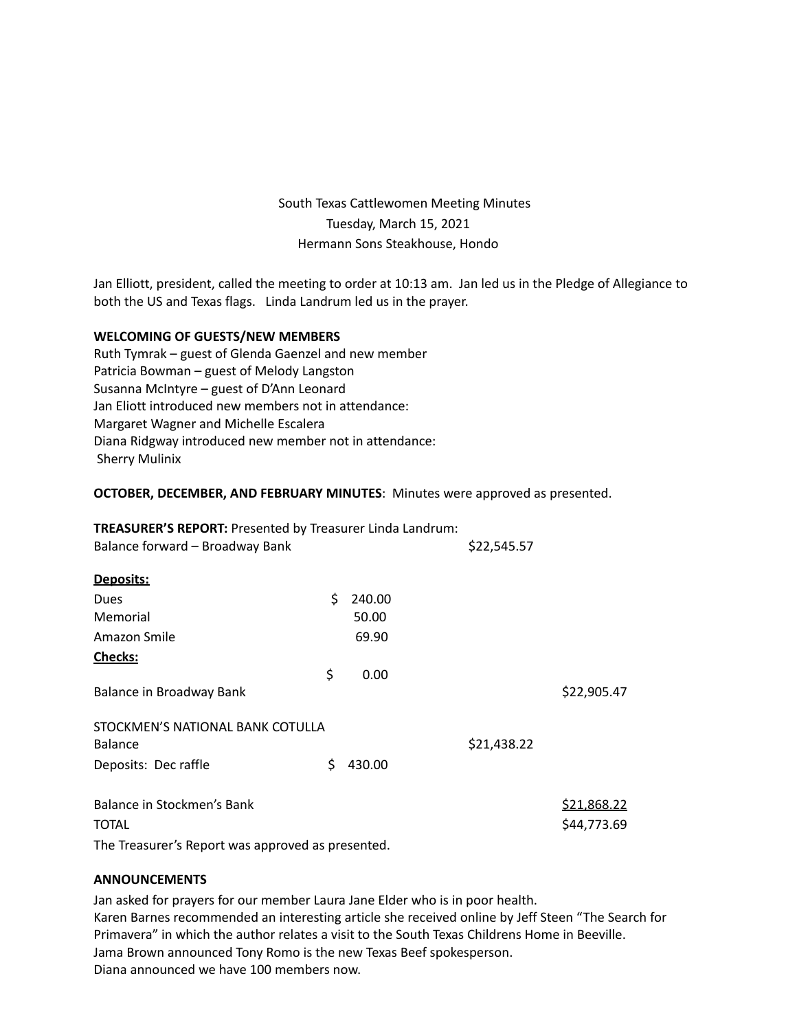South Texas Cattlewomen Meeting Minutes
Tuesday, March 15, 2021
Hermann Sons Steakhouse, Hondo

Jan Elliott, president, called the meeting to order at 10:13 am. Jan led us in the Pledge of Allegiance to both the US and Texas flags. Linda Landrum led us in the prayer.

**WELCOMING OF GUESTS/NEW MEMBERS**
Ruth Tymrak – guest of Glenda Gaenzel and new member
Patricia Bowman – guest of Melody Langston
Susanna McIntyre – guest of D'Ann Leonard
Jan Eliott introduced new members not in attendance:
Margaret Wagner and Michelle Escalera
Diana Ridgway introduced new member not in attendance:
Sherry Mulinix

**OCTOBER, DECEMBER, AND FEBRUARY MINUTES**: Minutes were approved as presented.

**TREASURER'S REPORT:** Presented by Treasurer Linda Landrum:

| | | | |
|---|---|---|---|
| Balance forward – Broadway Bank | | $22,545.57 | |
| **Deposits:** | | | |
| Dues | $ 240.00 | | |
| Memorial | 50.00 | | |
| Amazon Smile | 69.90 | | |
| **Checks:** | | | |
| | $ 0.00 | | |
| Balance in Broadway Bank | | | $22,905.47 |
| STOCKMEN'S NATIONAL BANK COTULLA | | | |
| Balance | | $21,438.22 | |
| Deposits: Dec raffle | $ 430.00 | | |
| Balance in Stockmen's Bank | | | $21,868.22 |
| TOTAL | | | $44,773.69 |

The Treasurer's Report was approved as presented.

**ANNOUNCEMENTS**
Jan asked for prayers for our member Laura Jane Elder who is in poor health.
Karen Barnes recommended an interesting article she received online by Jeff Steen "The Search for Primavera" in which the author relates a visit to the South Texas Childrens Home in Beeville.
Jama Brown announced Tony Romo is the new Texas Beef spokesperson.
Diana announced we have 100 members now.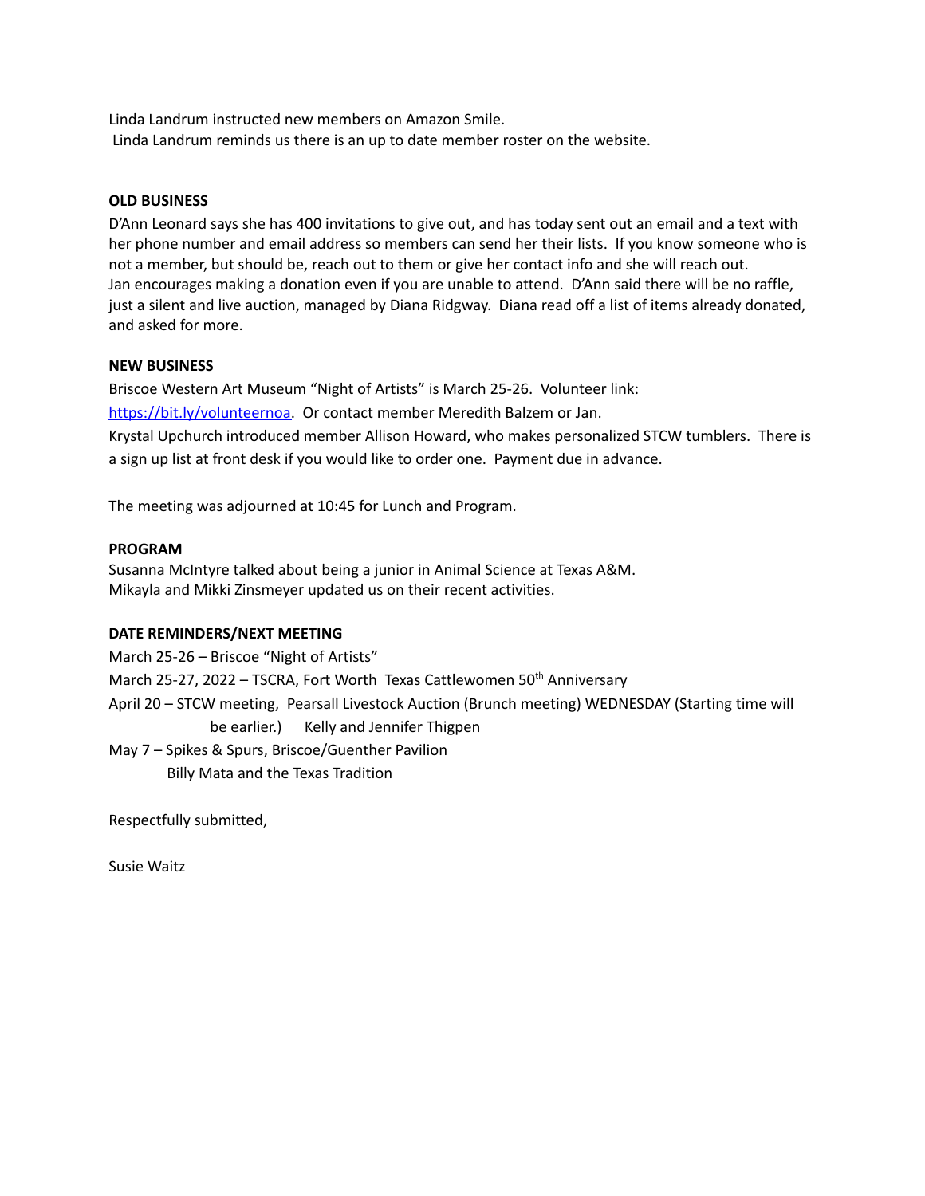Linda Landrum instructed new members on Amazon Smile.
Linda Landrum reminds us there is an up to date member roster on the website.

**OLD BUSINESS**

D'Ann Leonard says she has 400 invitations to give out, and has today sent out an email and a text with her phone number and email address so members can send her their lists. If you know someone who is not a member, but should be, reach out to them or give her contact info and she will reach out.
Jan encourages making a donation even if you are unable to attend. D'Ann said there will be no raffle, just a silent and live auction, managed by Diana Ridgway. Diana read off a list of items already donated, and asked for more.

**NEW BUSINESS**

Briscoe Western Art Museum "Night of Artists" is March 25-26. Volunteer link: https://bit.ly/volunteernoa. Or contact member Meredith Balzem or Jan.
Krystal Upchurch introduced member Allison Howard, who makes personalized STCW tumblers. There is a sign up list at front desk if you would like to order one. Payment due in advance.

The meeting was adjourned at 10:45 for Lunch and Program.

**PROGRAM**

Susanna McIntyre talked about being a junior in Animal Science at Texas A&M.
Mikayla and Mikki Zinsmeyer updated us on their recent activities.

**DATE REMINDERS/NEXT MEETING**

March 25-26 – Briscoe "Night of Artists"
March 25-27, 2022 – TSCRA, Fort Worth Texas Cattlewomen 50th Anniversary
April 20 – STCW meeting, Pearsall Livestock Auction (Brunch meeting) WEDNESDAY (Starting time will be earlier.) Kelly and Jennifer Thigpen
May 7 – Spikes & Spurs, Briscoe/Guenther Pavilion
Billy Mata and the Texas Tradition

Respectfully submitted,

Susie Waitz